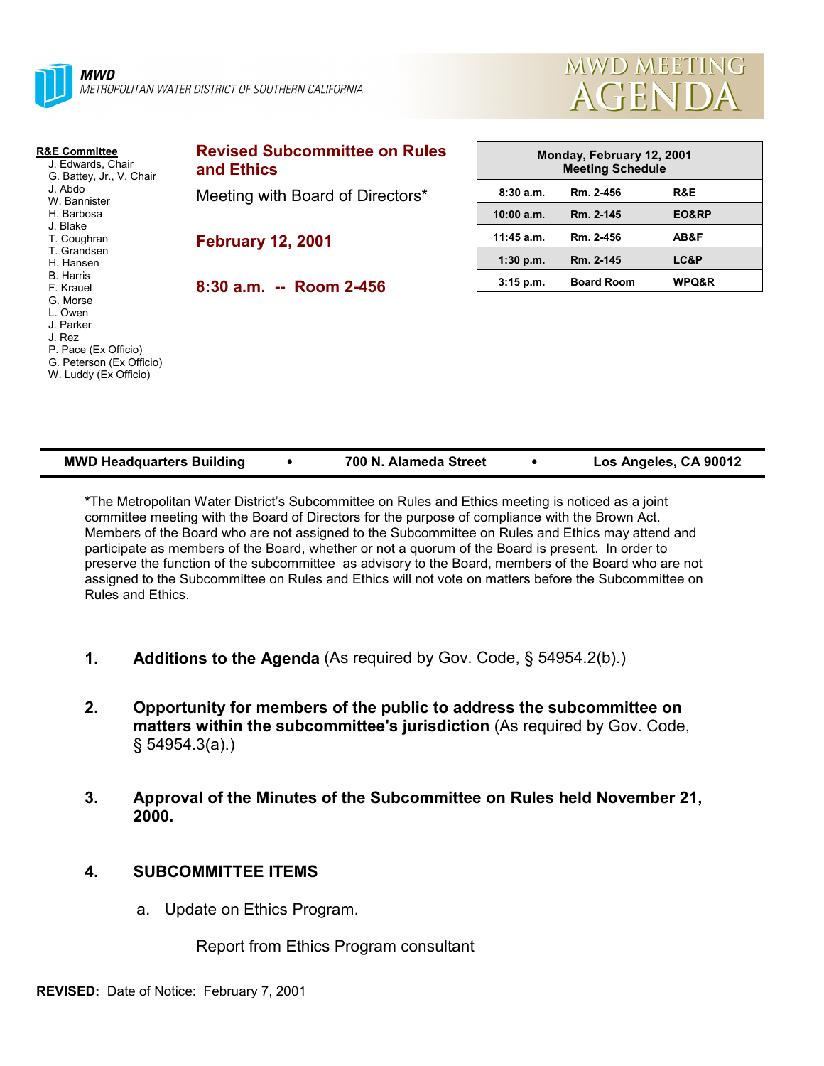**MWD**
METROPOLITAN WATER DISTRICT OF SOUTHERN CALIFORNIA

# MWD MEETING AGENDA

**R&E Committee**
J. Edwards, Chair
G. Battey, Jr., V. Chair
J. Abdo
W. Bannister
H. Barbosa
J. Blake
T. Coughran
T. Grandsen
H. Hansen
B. Harris
F. Krauel
G. Morse
L. Owen
J. Parker
J. Rez
P. Pace (Ex Officio)
G. Peterson (Ex Officio)
W. Luddy (Ex Officio)

## Revised Subcommittee on Rules and Ethics

Meeting with Board of Directors*

**February 12, 2001**

**8:30 a.m. -- Room 2-456**

| Monday, February 12, 2001 Meeting Schedule | | |
|---|---|---|
| 8:30 a.m. | Rm. 2-456 | R&E |
| 10:00 a.m. | Rm. 2-145 | EO&RP |
| 11:45 a.m. | Rm. 2-456 | AB&F |
| 1:30 p.m. | Rm. 2-145 | LC&P |
| 3:15 p.m. | Board Room | WPQ&R |

**MWD Headquarters Building • 700 N. Alameda Street • Los Angeles, CA 90012**

**\***The Metropolitan Water District's Subcommittee on Rules and Ethics meeting is noticed as a joint committee meeting with the Board of Directors for the purpose of compliance with the Brown Act. Members of the Board who are not assigned to the Subcommittee on Rules and Ethics may attend and participate as members of the Board, whether or not a quorum of the Board is present. In order to preserve the function of the subcommittee as advisory to the Board, members of the Board who are not assigned to the Subcommittee on Rules and Ethics will not vote on matters before the Subcommittee on Rules and Ethics.

1. **Additions to the Agenda** (As required by Gov. Code, § 54954.2(b).)

2. **Opportunity for members of the public to address the subcommittee on matters within the subcommittee's jurisdiction** (As required by Gov. Code, § 54954.3(a).)

3. **Approval of the Minutes of the Subcommittee on Rules held November 21, 2000.**

4. **SUBCOMMITTEE ITEMS**

   a. Update on Ethics Program.

      Report from Ethics Program consultant

**REVISED:** Date of Notice: February 7, 2001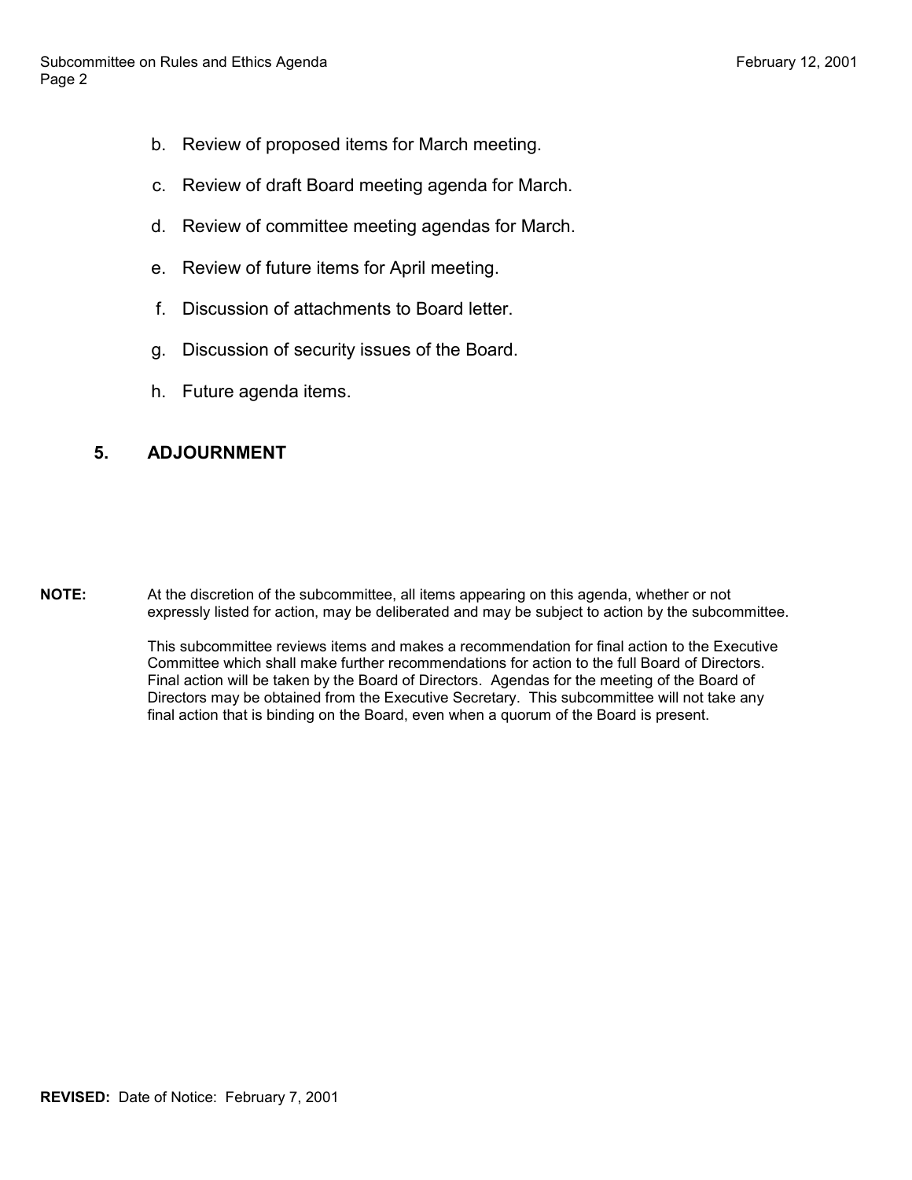b. Review of proposed items for March meeting.

c. Review of draft Board meeting agenda for March.

d. Review of committee meeting agendas for March.

e. Review of future items for April meeting.

f. Discussion of attachments to Board letter.

g. Discussion of security issues of the Board.

h. Future agenda items.

**5. ADJOURNMENT**

**NOTE:** At the discretion of the subcommittee, all items appearing on this agenda, whether or not expressly listed for action, may be deliberated and may be subject to action by the subcommittee.

This subcommittee reviews items and makes a recommendation for final action to the Executive Committee which shall make further recommendations for action to the full Board of Directors. Final action will be taken by the Board of Directors. Agendas for the meeting of the Board of Directors may be obtained from the Executive Secretary. This subcommittee will not take any final action that is binding on the Board, even when a quorum of the Board is present.

**REVISED:** Date of Notice: February 7, 2001